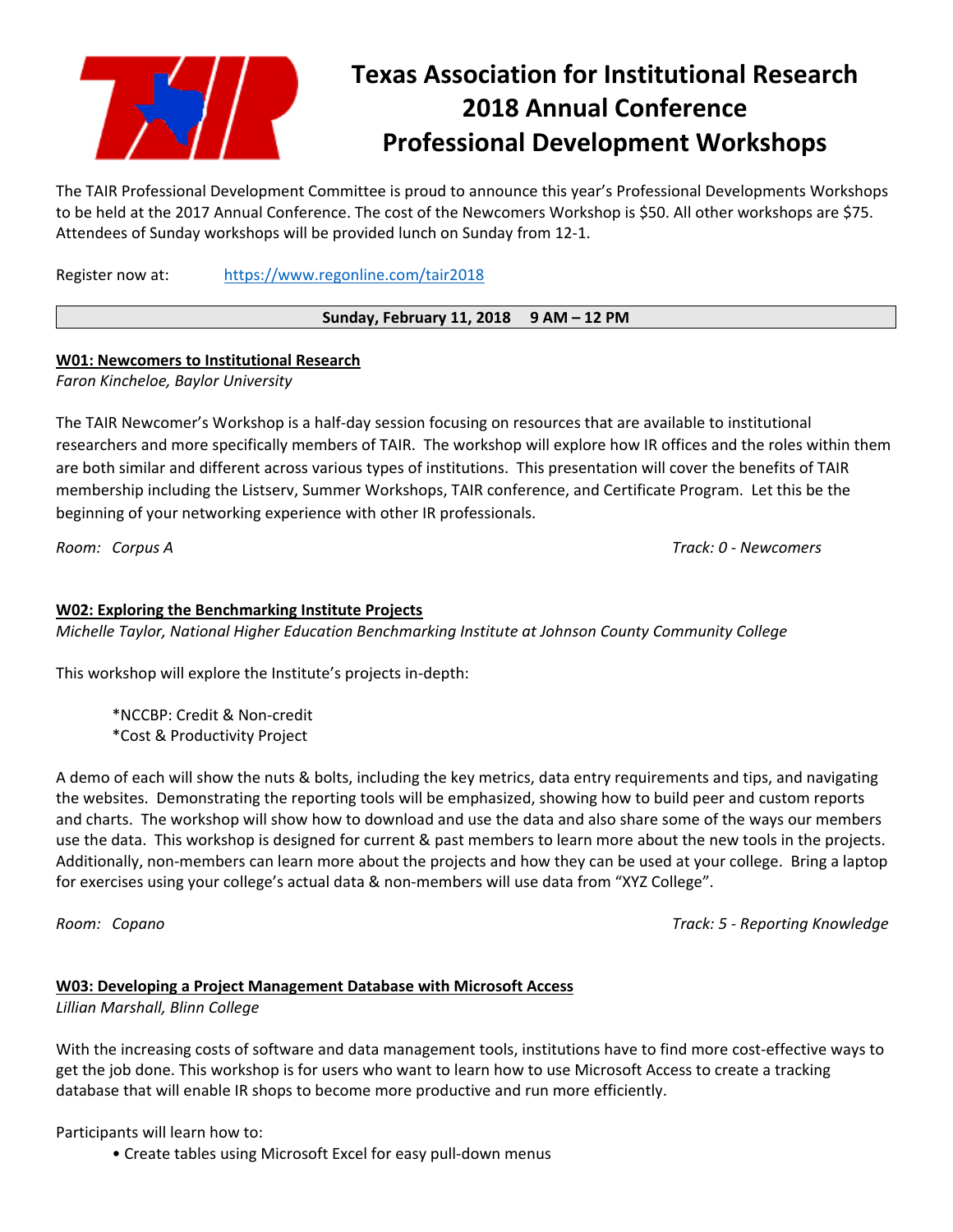# Texas Association for Institutional Research 2018 Annual Conference Professional Development Workshops

The TAIR Professional Development Committee is proud to announce this year's Professional Developments Workshops to be held at the 2017 Annual Conference. The cost of the Newcomers Workshop is $50. All other workshops are $75. Attendees of Sunday workshops will be provided lunch on Sunday from 12-1.

Register now at: https://www.regonline.com/tair2018

**Sunday, February 11, 2018 9 AM – 12 PM**

### W01: Newcomers to Institutional Research

*Faron Kincheloe, Baylor University*

The TAIR Newcomer's Workshop is a half-day session focusing on resources that are available to institutional researchers and more specifically members of TAIR. The workshop will explore how IR offices and the roles within them are both similar and different across various types of institutions. This presentation will cover the benefits of TAIR membership including the Listserv, Summer Workshops, TAIR conference, and Certificate Program. Let this be the beginning of your networking experience with other IR professionals.

*Room: Corpus A* *Track: 0 - Newcomers*

### W02: Exploring the Benchmarking Institute Projects

*Michelle Taylor, National Higher Education Benchmarking Institute at Johnson County Community College*

This workshop will explore the Institute's projects in-depth:

*NCCBP: Credit & Non-credit
*Cost & Productivity Project

A demo of each will show the nuts & bolts, including the key metrics, data entry requirements and tips, and navigating the websites. Demonstrating the reporting tools will be emphasized, showing how to build peer and custom reports and charts. The workshop will show how to download and use the data and also share some of the ways our members use the data. This workshop is designed for current & past members to learn more about the new tools in the projects. Additionally, non-members can learn more about the projects and how they can be used at your college. Bring a laptop for exercises using your college's actual data & non-members will use data from "XYZ College".

*Room: Copano* *Track: 5 - Reporting Knowledge*

### W03: Developing a Project Management Database with Microsoft Access

*Lillian Marshall, Blinn College*

With the increasing costs of software and data management tools, institutions have to find more cost-effective ways to get the job done. This workshop is for users who want to learn how to use Microsoft Access to create a tracking database that will enable IR shops to become more productive and run more efficiently.

Participants will learn how to:

- Create tables using Microsoft Excel for easy pull-down menus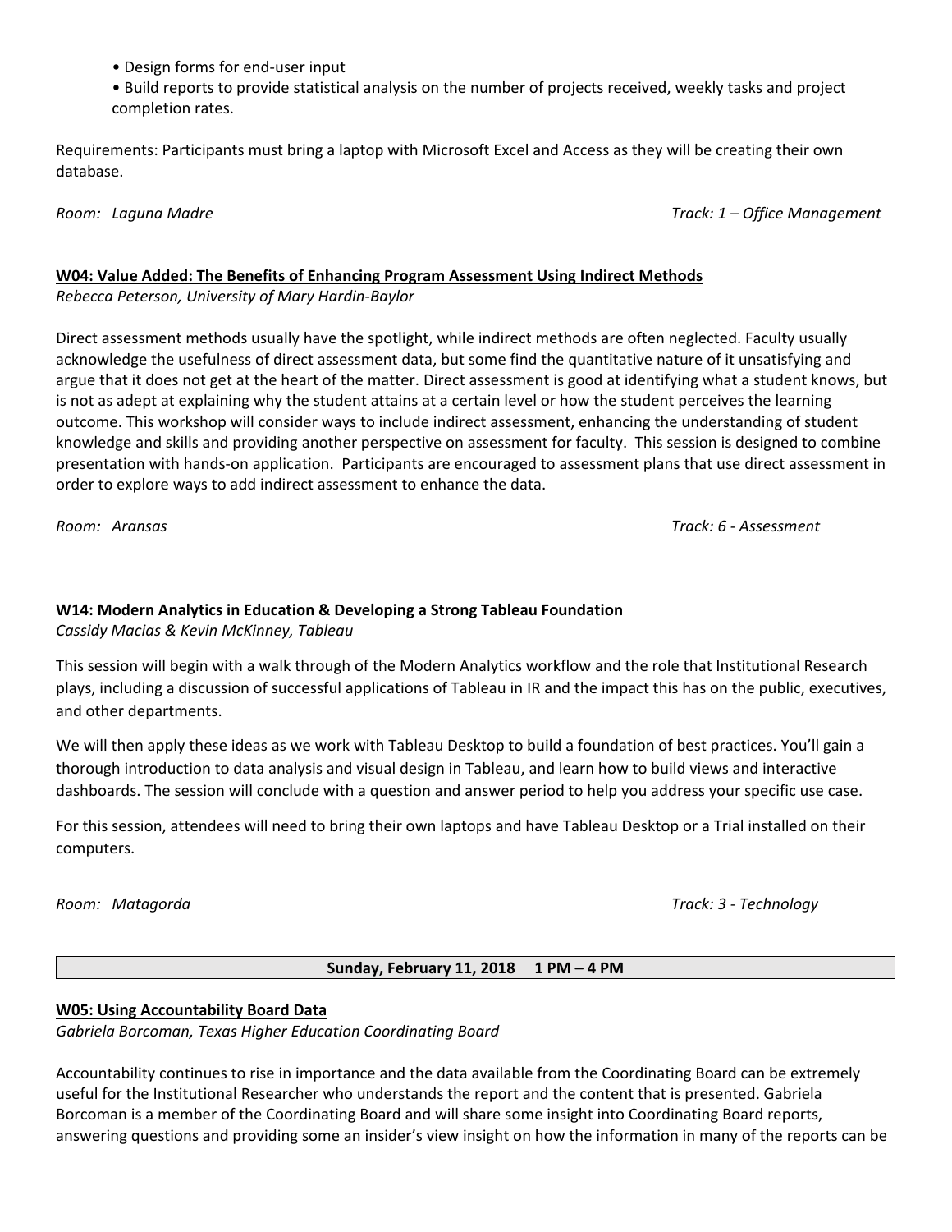- Design forms for end-user input
- Build reports to provide statistical analysis on the number of projects received, weekly tasks and project completion rates.

Requirements: Participants must bring a laptop with Microsoft Excel and Access as they will be creating their own database.

*Room: Laguna Madre* *Track: 1 – Office Management*

### W04: Value Added: The Benefits of Enhancing Program Assessment Using Indirect Methods

*Rebecca Peterson, University of Mary Hardin-Baylor*

Direct assessment methods usually have the spotlight, while indirect methods are often neglected. Faculty usually acknowledge the usefulness of direct assessment data, but some find the quantitative nature of it unsatisfying and argue that it does not get at the heart of the matter. Direct assessment is good at identifying what a student knows, but is not as adept at explaining why the student attains at a certain level or how the student perceives the learning outcome. This workshop will consider ways to include indirect assessment, enhancing the understanding of student knowledge and skills and providing another perspective on assessment for faculty. This session is designed to combine presentation with hands-on application. Participants are encouraged to assessment plans that use direct assessment in order to explore ways to add indirect assessment to enhance the data.

*Room: Aransas* *Track: 6 - Assessment*

### W14: Modern Analytics in Education & Developing a Strong Tableau Foundation

*Cassidy Macias & Kevin McKinney, Tableau*

This session will begin with a walk through of the Modern Analytics workflow and the role that Institutional Research plays, including a discussion of successful applications of Tableau in IR and the impact this has on the public, executives, and other departments.

We will then apply these ideas as we work with Tableau Desktop to build a foundation of best practices. You'll gain a thorough introduction to data analysis and visual design in Tableau, and learn how to build views and interactive dashboards. The session will conclude with a question and answer period to help you address your specific use case.

For this session, attendees will need to bring their own laptops and have Tableau Desktop or a Trial installed on their computers.

*Room: Matagorda* *Track: 3 - Technology*

## Sunday, February 11, 2018 1 PM – 4 PM

### W05: Using Accountability Board Data

*Gabriela Borcoman, Texas Higher Education Coordinating Board*

Accountability continues to rise in importance and the data available from the Coordinating Board can be extremely useful for the Institutional Researcher who understands the report and the content that is presented. Gabriela Borcoman is a member of the Coordinating Board and will share some insight into Coordinating Board reports, answering questions and providing some an insider's view insight on how the information in many of the reports can be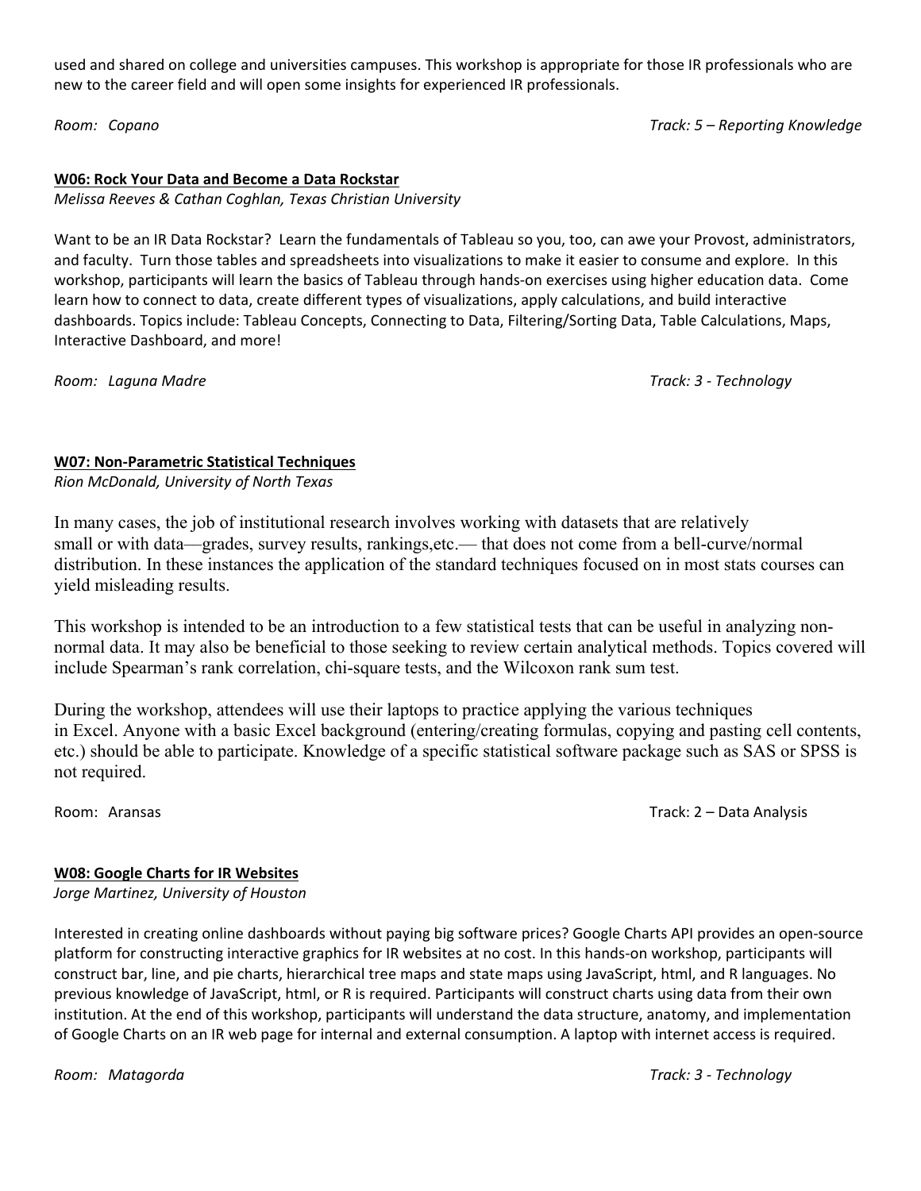used and shared on college and universities campuses. This workshop is appropriate for those IR professionals who are new to the career field and will open some insights for experienced IR professionals.

*Room: Copano* *Track: 5 – Reporting Knowledge*

### W06: Rock Your Data and Become a Data Rockstar

*Melissa Reeves & Cathan Coghlan, Texas Christian University*

Want to be an IR Data Rockstar? Learn the fundamentals of Tableau so you, too, can awe your Provost, administrators, and faculty. Turn those tables and spreadsheets into visualizations to make it easier to consume and explore. In this workshop, participants will learn the basics of Tableau through hands-on exercises using higher education data. Come learn how to connect to data, create different types of visualizations, apply calculations, and build interactive dashboards. Topics include: Tableau Concepts, Connecting to Data, Filtering/Sorting Data, Table Calculations, Maps, Interactive Dashboard, and more!

*Room: Laguna Madre* *Track: 3 - Technology*

### W07: Non-Parametric Statistical Techniques

*Rion McDonald, University of North Texas*

In many cases, the job of institutional research involves working with datasets that are relatively small or with data—grades, survey results, rankings,etc.— that does not come from a bell-curve/normal distribution. In these instances the application of the standard techniques focused on in most stats courses can yield misleading results.

This workshop is intended to be an introduction to a few statistical tests that can be useful in analyzing non-normal data. It may also be beneficial to those seeking to review certain analytical methods. Topics covered will include Spearman's rank correlation, chi-square tests, and the Wilcoxon rank sum test.

During the workshop, attendees will use their laptops to practice applying the various techniques in Excel. Anyone with a basic Excel background (entering/creating formulas, copying and pasting cell contents, etc.) should be able to participate. Knowledge of a specific statistical software package such as SAS or SPSS is not required.

Room: Aransas Track: 2 – Data Analysis

### W08: Google Charts for IR Websites

*Jorge Martinez, University of Houston*

Interested in creating online dashboards without paying big software prices? Google Charts API provides an open-source platform for constructing interactive graphics for IR websites at no cost. In this hands-on workshop, participants will construct bar, line, and pie charts, hierarchical tree maps and state maps using JavaScript, html, and R languages. No previous knowledge of JavaScript, html, or R is required. Participants will construct charts using data from their own institution. At the end of this workshop, participants will understand the data structure, anatomy, and implementation of Google Charts on an IR web page for internal and external consumption. A laptop with internet access is required.

*Room: Matagorda* *Track: 3 - Technology*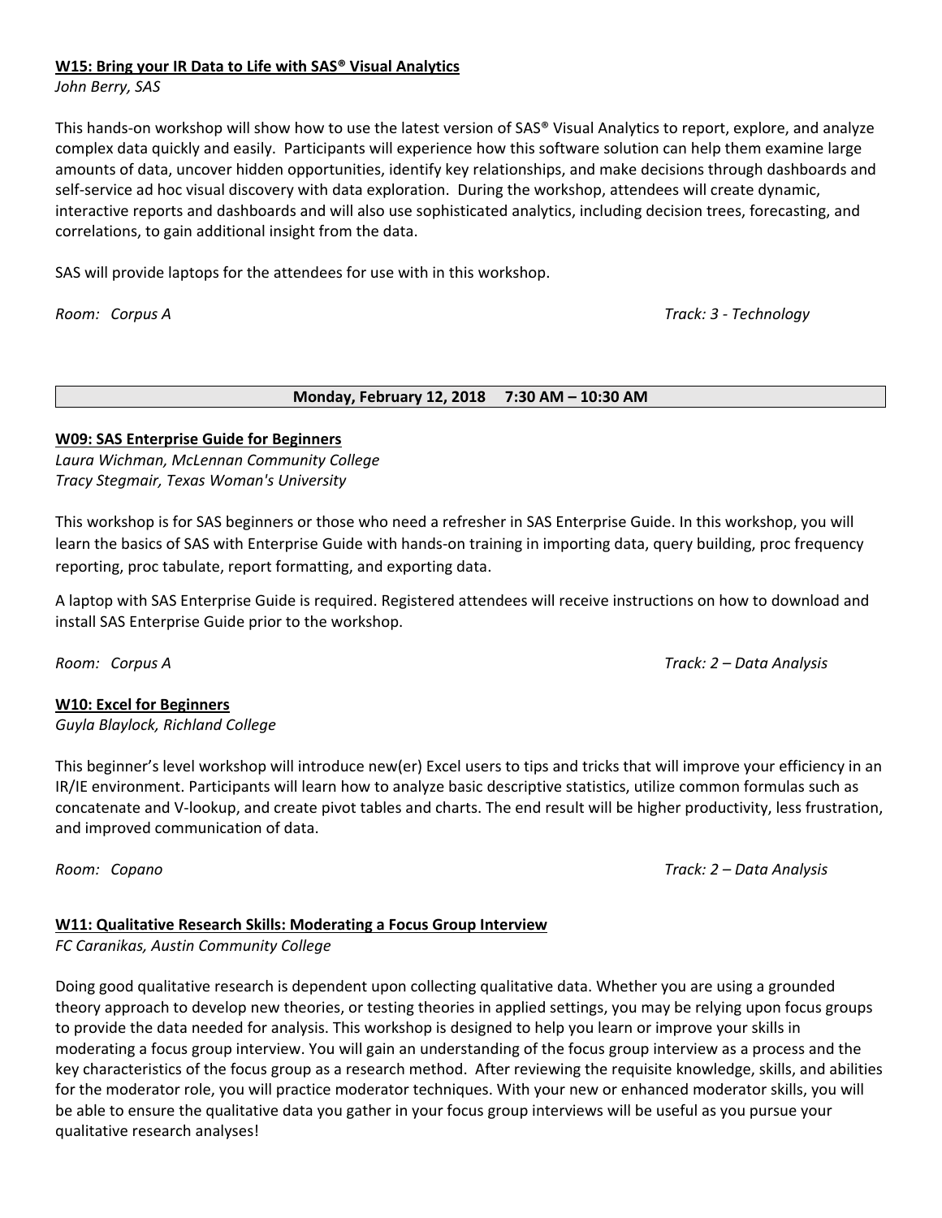**W15: Bring your IR Data to Life with SAS® Visual Analytics**

*John Berry, SAS*

This hands-on workshop will show how to use the latest version of SAS® Visual Analytics to report, explore, and analyze complex data quickly and easily. Participants will experience how this software solution can help them examine large amounts of data, uncover hidden opportunities, identify key relationships, and make decisions through dashboards and self-service ad hoc visual discovery with data exploration. During the workshop, attendees will create dynamic, interactive reports and dashboards and will also use sophisticated analytics, including decision trees, forecasting, and correlations, to gain additional insight from the data.

SAS will provide laptops for the attendees for use with in this workshop.

*Room: Corpus A* *Track: 3 - Technology*

**Monday, February 12, 2018 7:30 AM – 10:30 AM**

**W09: SAS Enterprise Guide for Beginners**

*Laura Wichman, McLennan Community College*
*Tracy Stegmair, Texas Woman's University*

This workshop is for SAS beginners or those who need a refresher in SAS Enterprise Guide. In this workshop, you will learn the basics of SAS with Enterprise Guide with hands-on training in importing data, query building, proc frequency reporting, proc tabulate, report formatting, and exporting data.

A laptop with SAS Enterprise Guide is required. Registered attendees will receive instructions on how to download and install SAS Enterprise Guide prior to the workshop.

*Room: Corpus A* *Track: 2 – Data Analysis*

**W10: Excel for Beginners**

*Guyla Blaylock, Richland College*

This beginner's level workshop will introduce new(er) Excel users to tips and tricks that will improve your efficiency in an IR/IE environment. Participants will learn how to analyze basic descriptive statistics, utilize common formulas such as concatenate and V-lookup, and create pivot tables and charts. The end result will be higher productivity, less frustration, and improved communication of data.

*Room: Copano* *Track: 2 – Data Analysis*

**W11: Qualitative Research Skills: Moderating a Focus Group Interview**

*FC Caranikas, Austin Community College*

Doing good qualitative research is dependent upon collecting qualitative data. Whether you are using a grounded theory approach to develop new theories, or testing theories in applied settings, you may be relying upon focus groups to provide the data needed for analysis. This workshop is designed to help you learn or improve your skills in moderating a focus group interview. You will gain an understanding of the focus group interview as a process and the key characteristics of the focus group as a research method. After reviewing the requisite knowledge, skills, and abilities for the moderator role, you will practice moderator techniques. With your new or enhanced moderator skills, you will be able to ensure the qualitative data you gather in your focus group interviews will be useful as you pursue your qualitative research analyses!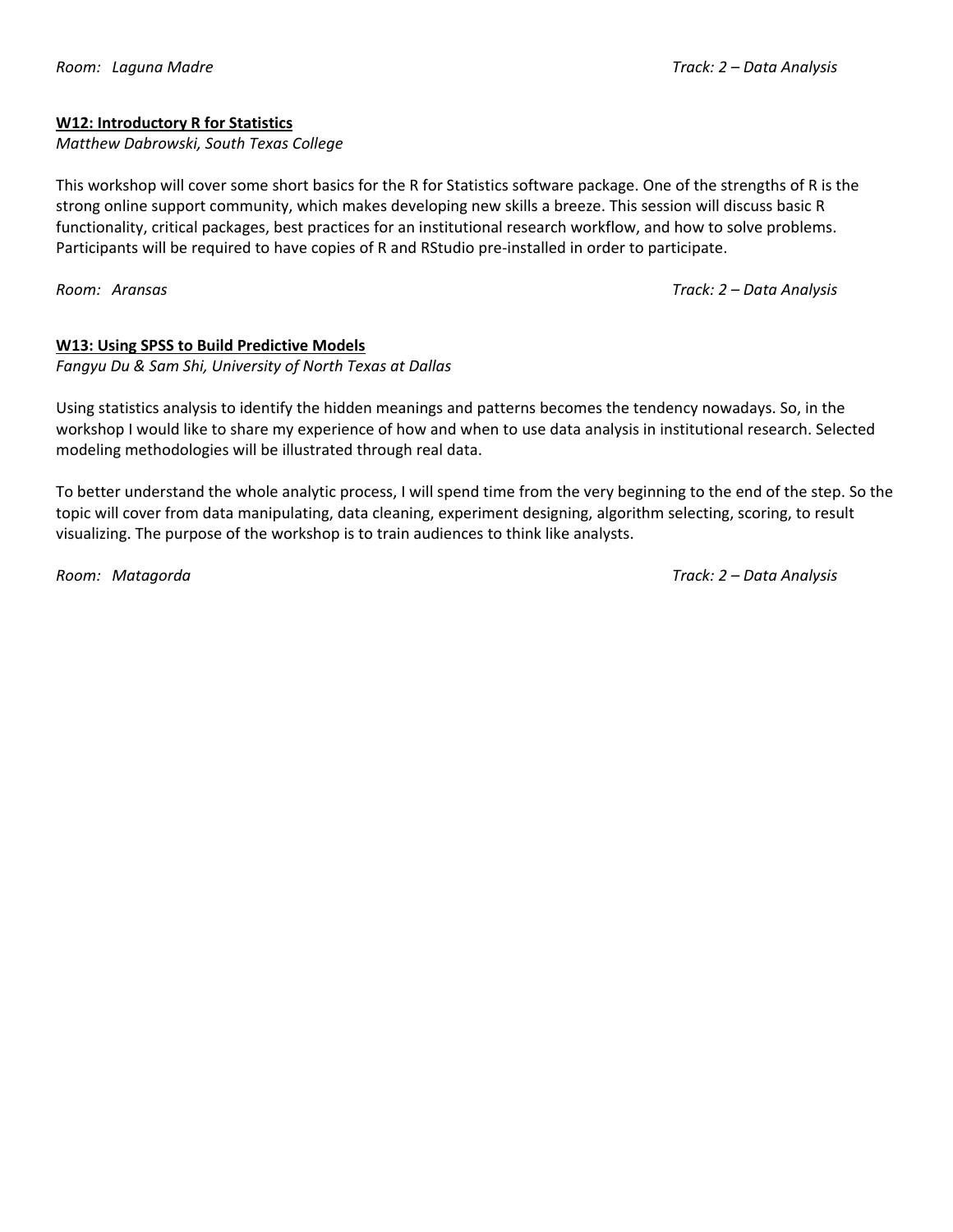*Room: Laguna Madre* *Track: 2 – Data Analysis*

**W12: Introductory R for Statistics**

*Matthew Dabrowski, South Texas College*

This workshop will cover some short basics for the R for Statistics software package. One of the strengths of R is the strong online support community, which makes developing new skills a breeze. This session will discuss basic R functionality, critical packages, best practices for an institutional research workflow, and how to solve problems. Participants will be required to have copies of R and RStudio pre-installed in order to participate.

*Room: Aransas* *Track: 2 – Data Analysis*

**W13: Using SPSS to Build Predictive Models**

*Fangyu Du & Sam Shi, University of North Texas at Dallas*

Using statistics analysis to identify the hidden meanings and patterns becomes the tendency nowadays. So, in the workshop I would like to share my experience of how and when to use data analysis in institutional research. Selected modeling methodologies will be illustrated through real data.

To better understand the whole analytic process, I will spend time from the very beginning to the end of the step. So the topic will cover from data manipulating, data cleaning, experiment designing, algorithm selecting, scoring, to result visualizing. The purpose of the workshop is to train audiences to think like analysts.

*Room: Matagorda* *Track: 2 – Data Analysis*